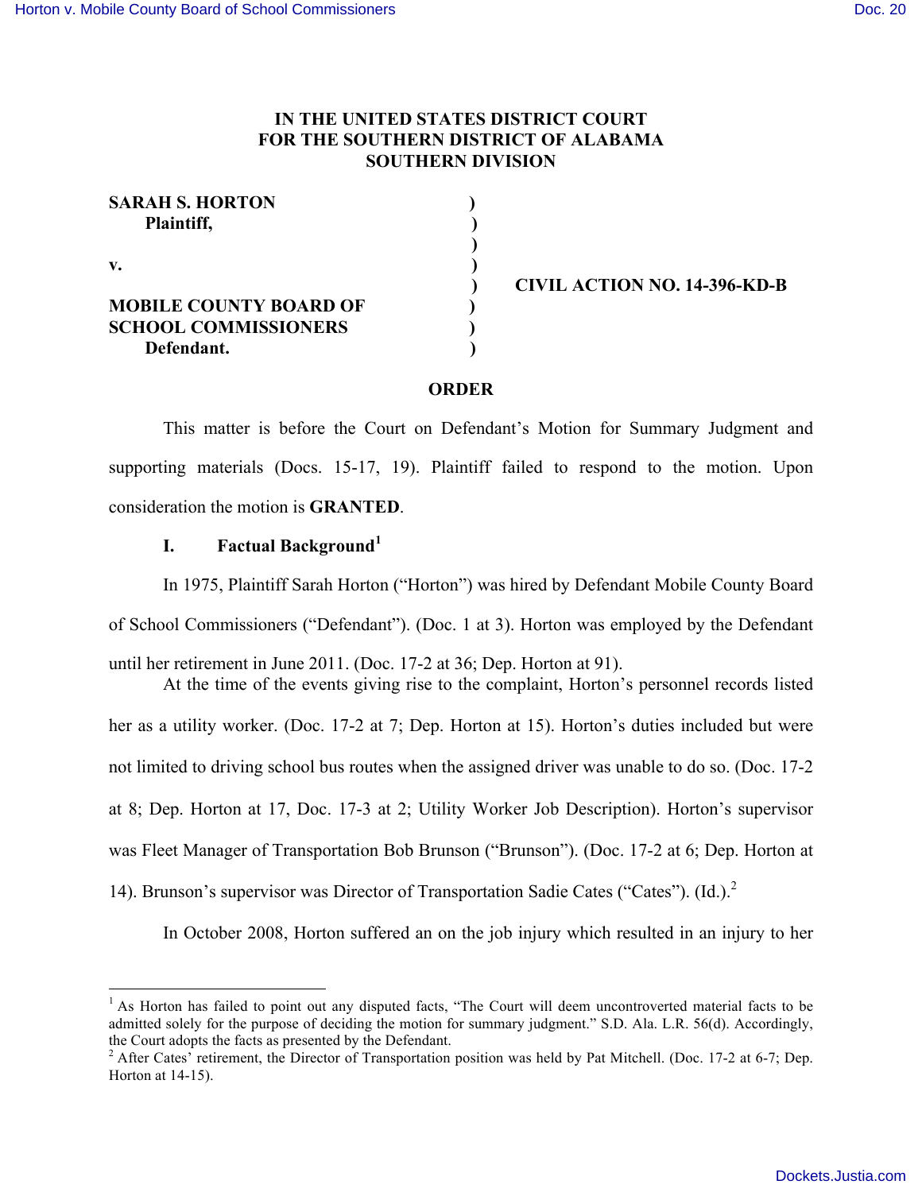**IN THE UNITED STATES DISTRICT COURT**
**FOR THE SOUTHERN DISTRICT OF ALABAMA**
**SOUTHERN DIVISION**

**SARAH S. HORTON**
**Plaintiff,**

**v.**

**MOBILE COUNTY BOARD OF SCHOOL COMMISSIONERS**
**Defendant.**

**CIVIL ACTION NO. 14-396-KD-B**

**ORDER**

This matter is before the Court on Defendant's Motion for Summary Judgment and supporting materials (Docs. 15-17, 19). Plaintiff failed to respond to the motion. Upon consideration the motion is **GRANTED**.

## I. Factual Background[1]

In 1975, Plaintiff Sarah Horton ("Horton") was hired by Defendant Mobile County Board of School Commissioners ("Defendant"). (Doc. 1 at 3). Horton was employed by the Defendant until her retirement in June 2011. (Doc. 17-2 at 36; Dep. Horton at 91).

At the time of the events giving rise to the complaint, Horton's personnel records listed her as a utility worker. (Doc. 17-2 at 7; Dep. Horton at 15). Horton's duties included but were not limited to driving school bus routes when the assigned driver was unable to do so. (Doc. 17-2 at 8; Dep. Horton at 17, Doc. 17-3 at 2; Utility Worker Job Description). Horton's supervisor was Fleet Manager of Transportation Bob Brunson ("Brunson"). (Doc. 17-2 at 6; Dep. Horton at 14). Brunson's supervisor was Director of Transportation Sadie Cates ("Cates"). (Id.).[2]

In October 2008, Horton suffered an on the job injury which resulted in an injury to her

---

[1] As Horton has failed to point out any disputed facts, "The Court will deem uncontroverted material facts to be admitted solely for the purpose of deciding the motion for summary judgment." S.D. Ala. L.R. 56(d). Accordingly, the Court adopts the facts as presented by the Defendant.

[2] After Cates' retirement, the Director of Transportation position was held by Pat Mitchell. (Doc. 17-2 at 6-7; Dep. Horton at 14-15).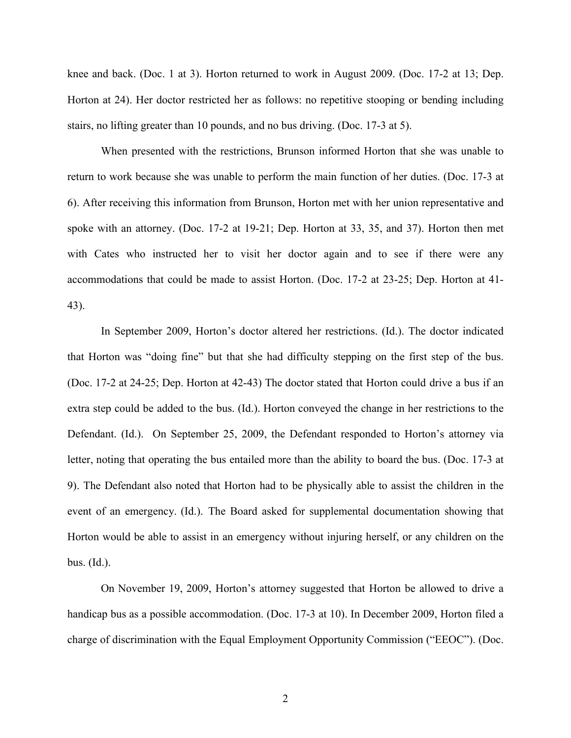knee and back. (Doc. 1 at 3). Horton returned to work in August 2009. (Doc. 17-2 at 13; Dep. Horton at 24). Her doctor restricted her as follows: no repetitive stooping or bending including stairs, no lifting greater than 10 pounds, and no bus driving. (Doc. 17-3 at 5).

When presented with the restrictions, Brunson informed Horton that she was unable to return to work because she was unable to perform the main function of her duties. (Doc. 17-3 at 6). After receiving this information from Brunson, Horton met with her union representative and spoke with an attorney. (Doc. 17-2 at 19-21; Dep. Horton at 33, 35, and 37). Horton then met with Cates who instructed her to visit her doctor again and to see if there were any accommodations that could be made to assist Horton. (Doc. 17-2 at 23-25; Dep. Horton at 41-43).

In September 2009, Horton's doctor altered her restrictions. (Id.). The doctor indicated that Horton was "doing fine" but that she had difficulty stepping on the first step of the bus. (Doc. 17-2 at 24-25; Dep. Horton at 42-43) The doctor stated that Horton could drive a bus if an extra step could be added to the bus. (Id.). Horton conveyed the change in her restrictions to the Defendant. (Id.). On September 25, 2009, the Defendant responded to Horton's attorney via letter, noting that operating the bus entailed more than the ability to board the bus. (Doc. 17-3 at 9). The Defendant also noted that Horton had to be physically able to assist the children in the event of an emergency. (Id.). The Board asked for supplemental documentation showing that Horton would be able to assist in an emergency without injuring herself, or any children on the bus. (Id.).

On November 19, 2009, Horton's attorney suggested that Horton be allowed to drive a handicap bus as a possible accommodation. (Doc. 17-3 at 10). In December 2009, Horton filed a charge of discrimination with the Equal Employment Opportunity Commission ("EEOC"). (Doc.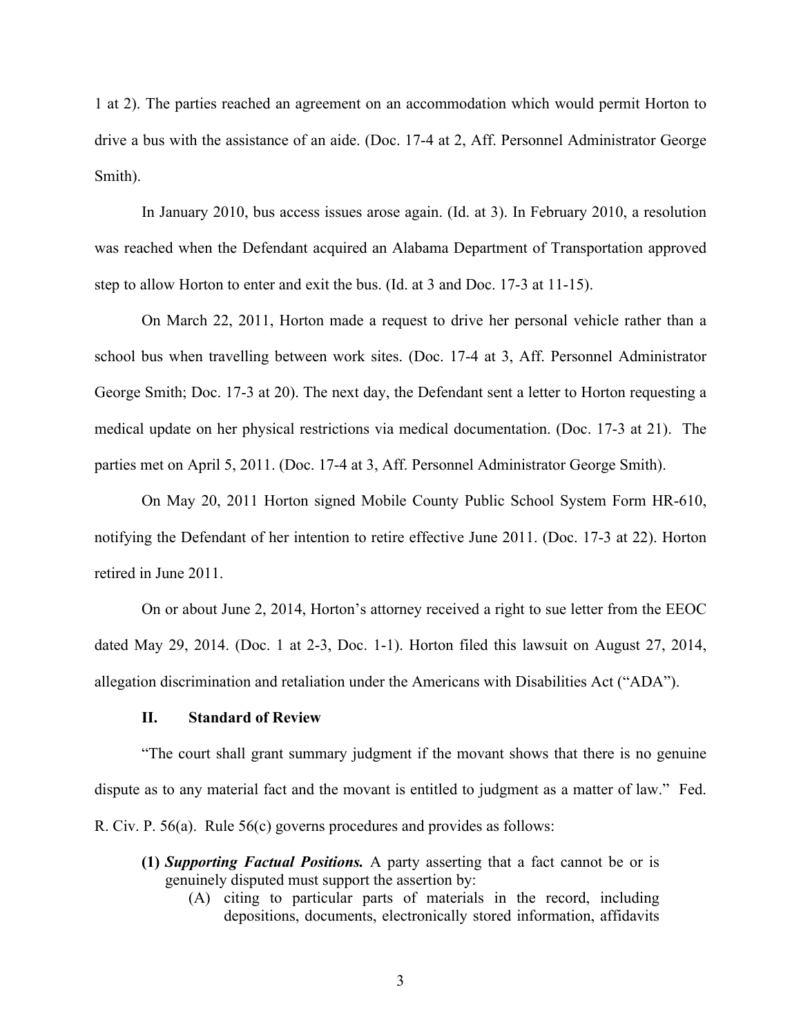1 at 2). The parties reached an agreement on an accommodation which would permit Horton to drive a bus with the assistance of an aide. (Doc. 17-4 at 2, Aff. Personnel Administrator George Smith).

In January 2010, bus access issues arose again. (Id. at 3). In February 2010, a resolution was reached when the Defendant acquired an Alabama Department of Transportation approved step to allow Horton to enter and exit the bus. (Id. at 3 and Doc. 17-3 at 11-15).

On March 22, 2011, Horton made a request to drive her personal vehicle rather than a school bus when travelling between work sites. (Doc. 17-4 at 3, Aff. Personnel Administrator George Smith; Doc. 17-3 at 20). The next day, the Defendant sent a letter to Horton requesting a medical update on her physical restrictions via medical documentation. (Doc. 17-3 at 21). The parties met on April 5, 2011. (Doc. 17-4 at 3, Aff. Personnel Administrator George Smith).

On May 20, 2011 Horton signed Mobile County Public School System Form HR-610, notifying the Defendant of her intention to retire effective June 2011. (Doc. 17-3 at 22). Horton retired in June 2011.

On or about June 2, 2014, Horton's attorney received a right to sue letter from the EEOC dated May 29, 2014. (Doc. 1 at 2-3, Doc. 1-1). Horton filed this lawsuit on August 27, 2014, allegation discrimination and retaliation under the Americans with Disabilities Act ("ADA").

## II. Standard of Review

"The court shall grant summary judgment if the movant shows that there is no genuine dispute as to any material fact and the movant is entitled to judgment as a matter of law." Fed. R. Civ. P. 56(a). Rule 56(c) governs procedures and provides as follows:

> **(1)** ***Supporting Factual Positions.*** A party asserting that a fact cannot be or is genuinely disputed must support the assertion by:
>
> (A) citing to particular parts of materials in the record, including depositions, documents, electronically stored information, affidavits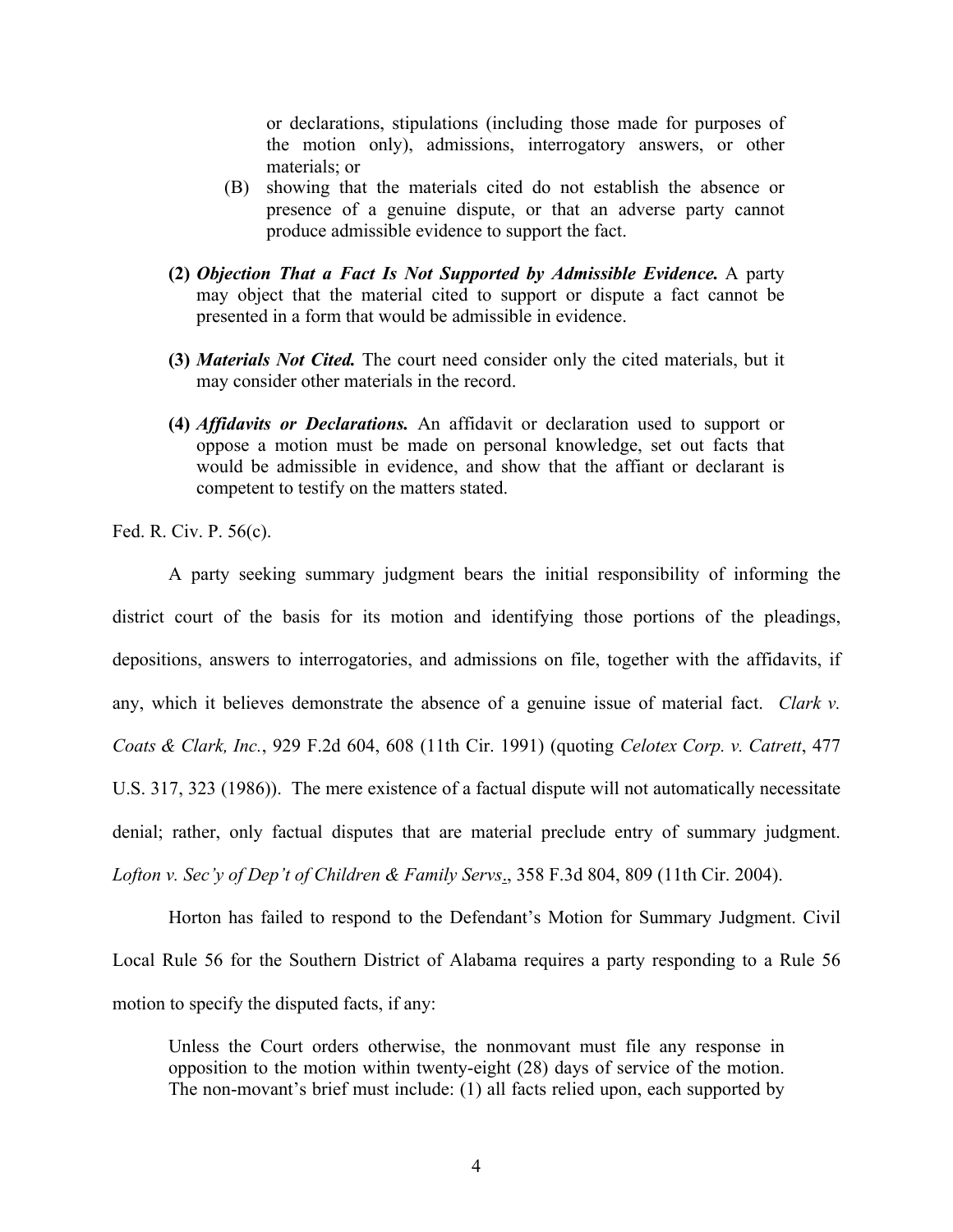or declarations, stipulations (including those made for purposes of the motion only), admissions, interrogatory answers, or other materials; or

(B) showing that the materials cited do not establish the absence or presence of a genuine dispute, or that an adverse party cannot produce admissible evidence to support the fact.

> **(2)** ***Objection That a Fact Is Not Supported by Admissible Evidence.*** A party may object that the material cited to support or dispute a fact cannot be presented in a form that would be admissible in evidence.
>
> **(3)** ***Materials Not Cited.*** The court need consider only the cited materials, but it may consider other materials in the record.
>
> **(4)** ***Affidavits or Declarations.*** An affidavit or declaration used to support or oppose a motion must be made on personal knowledge, set out facts that would be admissible in evidence, and show that the affiant or declarant is competent to testify on the matters stated.

Fed. R. Civ. P. 56(c).

A party seeking summary judgment bears the initial responsibility of informing the district court of the basis for its motion and identifying those portions of the pleadings, depositions, answers to interrogatories, and admissions on file, together with the affidavits, if any, which it believes demonstrate the absence of a genuine issue of material fact. *Clark v. Coats & Clark, Inc.*, 929 F.2d 604, 608 (11th Cir. 1991) (quoting *Celotex Corp. v. Catrett*, 477 U.S. 317, 323 (1986)). The mere existence of a factual dispute will not automatically necessitate denial; rather, only factual disputes that are material preclude entry of summary judgment. *Lofton v. Sec'y of Dep't of Children & Family Servs.*, 358 F.3d 804, 809 (11th Cir. 2004).

Horton has failed to respond to the Defendant's Motion for Summary Judgment. Civil Local Rule 56 for the Southern District of Alabama requires a party responding to a Rule 56 motion to specify the disputed facts, if any:

> Unless the Court orders otherwise, the nonmovant must file any response in opposition to the motion within twenty-eight (28) days of service of the motion. The non-movant's brief must include: (1) all facts relied upon, each supported by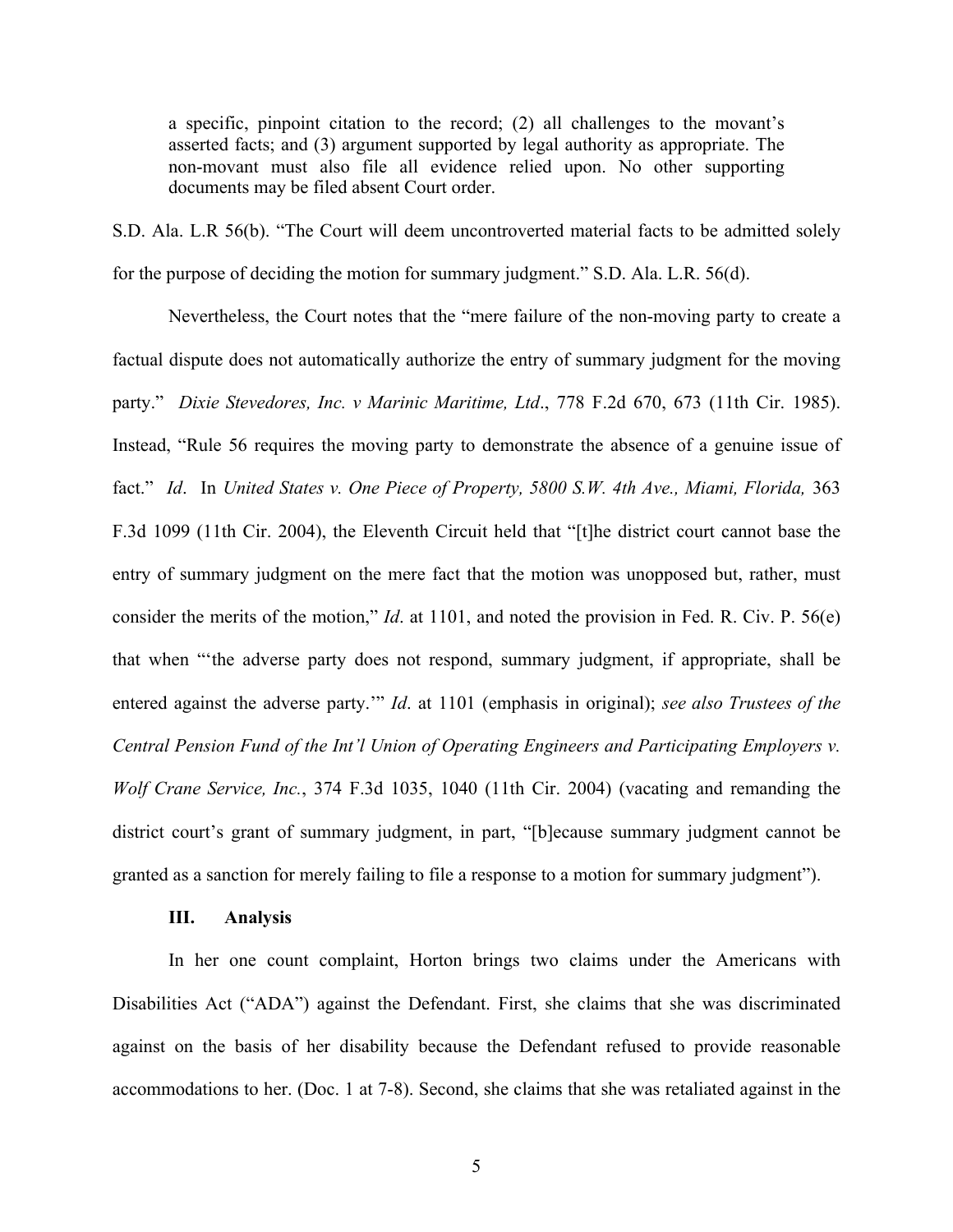> a specific, pinpoint citation to the record; (2) all challenges to the movant's asserted facts; and (3) argument supported by legal authority as appropriate. The non-movant must also file all evidence relied upon. No other supporting documents may be filed absent Court order.

S.D. Ala. L.R 56(b). "The Court will deem uncontroverted material facts to be admitted solely for the purpose of deciding the motion for summary judgment." S.D. Ala. L.R. 56(d).

Nevertheless, the Court notes that the "mere failure of the non-moving party to create a factual dispute does not automatically authorize the entry of summary judgment for the moving party." *Dixie Stevedores, Inc. v Marinic Maritime, Ltd*., 778 F.2d 670, 673 (11th Cir. 1985). Instead, "Rule 56 requires the moving party to demonstrate the absence of a genuine issue of fact." *Id*. In *United States v. One Piece of Property, 5800 S.W. 4th Ave., Miami, Florida,* 363 F.3d 1099 (11th Cir. 2004), the Eleventh Circuit held that "[t]he district court cannot base the entry of summary judgment on the mere fact that the motion was unopposed but, rather, must consider the merits of the motion," *Id*. at 1101, and noted the provision in Fed. R. Civ. P. 56(e) that when "'the adverse party does not respond, summary judgment, if appropriate, shall be entered against the adverse party.'" *Id*. at 1101 (emphasis in original); *see also Trustees of the Central Pension Fund of the Int'l Union of Operating Engineers and Participating Employers v. Wolf Crane Service, Inc.*, 374 F.3d 1035, 1040 (11th Cir. 2004) (vacating and remanding the district court's grant of summary judgment, in part, "[b]ecause summary judgment cannot be granted as a sanction for merely failing to file a response to a motion for summary judgment").

## III. Analysis

In her one count complaint, Horton brings two claims under the Americans with Disabilities Act ("ADA") against the Defendant. First, she claims that she was discriminated against on the basis of her disability because the Defendant refused to provide reasonable accommodations to her. (Doc. 1 at 7-8). Second, she claims that she was retaliated against in the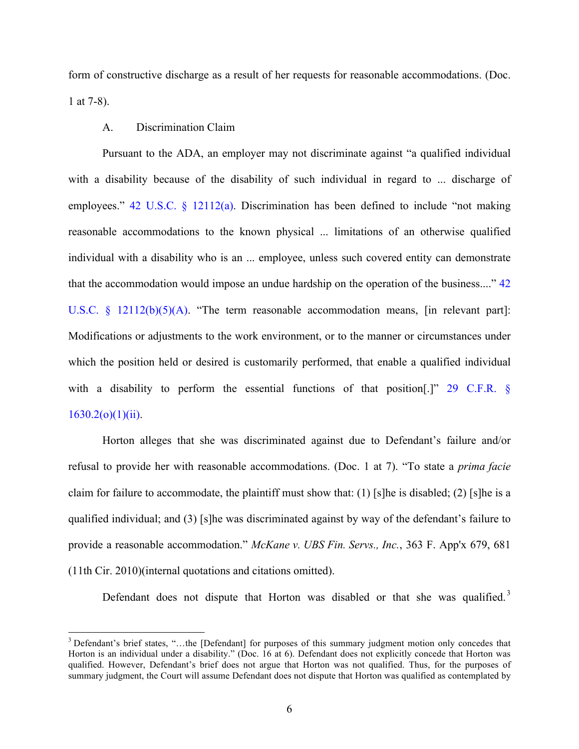form of constructive discharge as a result of her requests for reasonable accommodations. (Doc. 1 at 7-8).

### A. Discrimination Claim

Pursuant to the ADA, an employer may not discriminate against "a qualified individual with a disability because of the disability of such individual in regard to ... discharge of employees." 42 U.S.C. § 12112(a). Discrimination has been defined to include "not making reasonable accommodations to the known physical ... limitations of an otherwise qualified individual with a disability who is an ... employee, unless such covered entity can demonstrate that the accommodation would impose an undue hardship on the operation of the business...." 42 U.S.C. § 12112(b)(5)(A). "The term reasonable accommodation means, [in relevant part]: Modifications or adjustments to the work environment, or to the manner or circumstances under which the position held or desired is customarily performed, that enable a qualified individual with a disability to perform the essential functions of that position[.]" 29 C.F.R. § 1630.2(o)(1)(ii).

Horton alleges that she was discriminated against due to Defendant's failure and/or refusal to provide her with reasonable accommodations. (Doc. 1 at 7). "To state a *prima facie* claim for failure to accommodate, the plaintiff must show that: (1) [s]he is disabled; (2) [s]he is a qualified individual; and (3) [s]he was discriminated against by way of the defendant's failure to provide a reasonable accommodation." *McKane v. UBS Fin. Servs., Inc.*, 363 F. App'x 679, 681 (11th Cir. 2010)(internal quotations and citations omitted).

Defendant does not dispute that Horton was disabled or that she was qualified.[3]

---

[3] Defendant's brief states, "…the [Defendant] for purposes of this summary judgment motion only concedes that Horton is an individual under a disability." (Doc. 16 at 6). Defendant does not explicitly concede that Horton was qualified. However, Defendant's brief does not argue that Horton was not qualified. Thus, for the purposes of summary judgment, the Court will assume Defendant does not dispute that Horton was qualified as contemplated by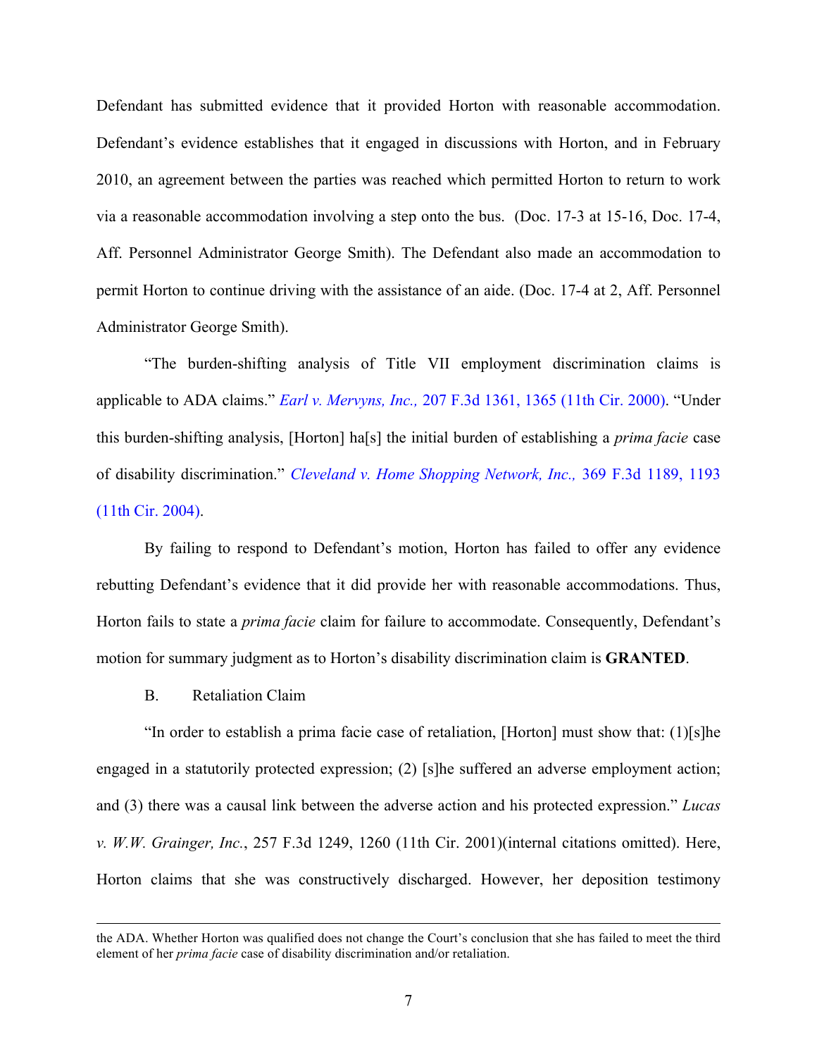Defendant has submitted evidence that it provided Horton with reasonable accommodation. Defendant's evidence establishes that it engaged in discussions with Horton, and in February 2010, an agreement between the parties was reached which permitted Horton to return to work via a reasonable accommodation involving a step onto the bus. (Doc. 17-3 at 15-16, Doc. 17-4, Aff. Personnel Administrator George Smith). The Defendant also made an accommodation to permit Horton to continue driving with the assistance of an aide. (Doc. 17-4 at 2, Aff. Personnel Administrator George Smith).

"The burden-shifting analysis of Title VII employment discrimination claims is applicable to ADA claims." *Earl v. Mervyns, Inc.,* 207 F.3d 1361, 1365 (11th Cir. 2000). "Under this burden-shifting analysis, [Horton] ha[s] the initial burden of establishing a *prima facie* case of disability discrimination." *Cleveland v. Home Shopping Network, Inc.,* 369 F.3d 1189, 1193 (11th Cir. 2004).

By failing to respond to Defendant's motion, Horton has failed to offer any evidence rebutting Defendant's evidence that it did provide her with reasonable accommodations. Thus, Horton fails to state a *prima facie* claim for failure to accommodate. Consequently, Defendant's motion for summary judgment as to Horton's disability discrimination claim is **GRANTED**.

B. Retaliation Claim

"In order to establish a prima facie case of retaliation, [Horton] must show that: (1)[s]he engaged in a statutorily protected expression; (2) [s]he suffered an adverse employment action; and (3) there was a causal link between the adverse action and his protected expression." *Lucas v. W.W. Grainger, Inc.*, 257 F.3d 1249, 1260 (11th Cir. 2001)(internal citations omitted). Here, Horton claims that she was constructively discharged. However, her deposition testimony

---

the ADA. Whether Horton was qualified does not change the Court's conclusion that she has failed to meet the third element of her *prima facie* case of disability discrimination and/or retaliation.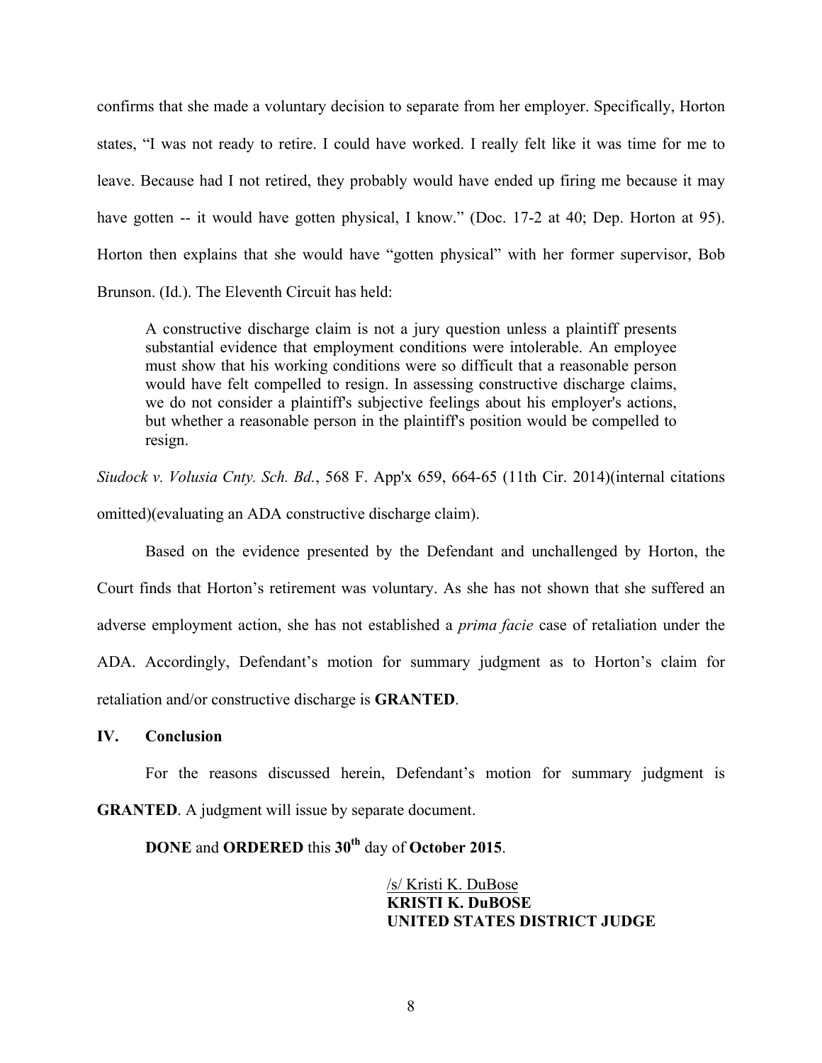confirms that she made a voluntary decision to separate from her employer. Specifically, Horton states, "I was not ready to retire. I could have worked. I really felt like it was time for me to leave. Because had I not retired, they probably would have ended up firing me because it may have gotten -- it would have gotten physical, I know." (Doc. 17-2 at 40; Dep. Horton at 95). Horton then explains that she would have "gotten physical" with her former supervisor, Bob Brunson. (Id.). The Eleventh Circuit has held:

> A constructive discharge claim is not a jury question unless a plaintiff presents substantial evidence that employment conditions were intolerable. An employee must show that his working conditions were so difficult that a reasonable person would have felt compelled to resign. In assessing constructive discharge claims, we do not consider a plaintiff's subjective feelings about his employer's actions, but whether a reasonable person in the plaintiff's position would be compelled to resign.

*Siudock v. Volusia Cnty. Sch. Bd.*, 568 F. App'x 659, 664-65 (11th Cir. 2014)(internal citations omitted)(evaluating an ADA constructive discharge claim).

Based on the evidence presented by the Defendant and unchallenged by Horton, the Court finds that Horton's retirement was voluntary. As she has not shown that she suffered an adverse employment action, she has not established a *prima facie* case of retaliation under the ADA. Accordingly, Defendant's motion for summary judgment as to Horton's claim for retaliation and/or constructive discharge is **GRANTED**.

## IV. Conclusion

For the reasons discussed herein, Defendant's motion for summary judgment is **GRANTED**. A judgment will issue by separate document.

**DONE** and **ORDERED** this **30th** day of **October 2015**.

/s/ Kristi K. DuBose
**KRISTI K. DuBOSE**
**UNITED STATES DISTRICT JUDGE**